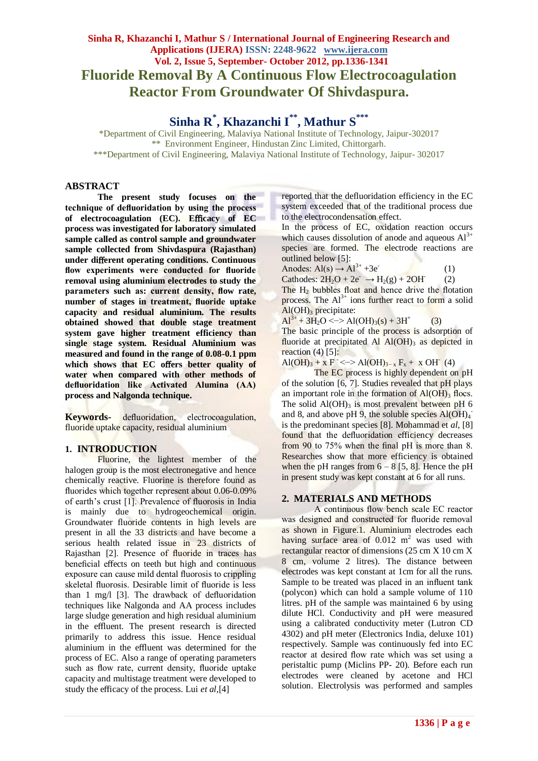# Fluoride Removal By A Continuous Flow Electrocoagulation Reactor From Groundwater Of Shivdaspura.

## Sinha R[*], Khazanchi I[**], Mathur S[***]

*Department of Civil Engineering, Malaviya National Institute of Technology, Jaipur-302017
** Environment Engineer, Hindustan Zinc Limited, Chittorgarh.
***Department of Civil Engineering, Malaviya National Institute of Technology, Jaipur- 302017

## ABSTRACT

**The present study focuses on the technique of defluoridation by using the process of electrocoagulation (EC). Efficacy of EC process was investigated for laboratory simulated sample called as control sample and groundwater sample collected from Shivdaspura (Rajasthan) under different operating conditions. Continuous flow experiments were conducted for fluoride removal using aluminium electrodes to study the parameters such as: current density, flow rate, number of stages in treatment, fluoride uptake capacity and residual aluminium. The results obtained showed that double stage treatment system gave higher treatment efficiency than single stage system. Residual Aluminium was measured and found in the range of 0.08-0.1 ppm which shows that EC offers better quality of water when compared with other methods of defluoridation like Activated Alumina (AA) process and Nalgonda technique.**

**Keywords-** defluoridation, electrocoagulation, fluoride uptake capacity, residual aluminium

## 1. INTRODUCTION

Fluorine, the lightest member of the halogen group is the most electronegative and hence chemically reactive. Fluorine is therefore found as fluorides which together represent about 0.06-0.09% of earth's crust [1]. Prevalence of fluorosis in India is mainly due to hydrogeochemical origin. Groundwater fluoride contents in high levels are present in all the 33 districts and have become a serious health related issue in 23 districts of Rajasthan [2]. Presence of fluoride in traces has beneficial effects on teeth but high and continuous exposure can cause mild dental fluorosis to crippling skeletal fluorosis. Desirable limit of fluoride is less than 1 mg/l [3]. The drawback of defluoridation techniques like Nalgonda and AA process includes large sludge generation and high residual aluminium in the effluent. The present research is directed primarily to address this issue. Hence residual aluminium in the effluent was determined for the process of EC. Also a range of operating parameters such as flow rate, current density, fluoride uptake capacity and multistage treatment were developed to study the efficacy of the process. Lui *et al*,[4] reported that the defluoridation efficiency in the EC system exceeded that of the traditional process due to the electrocondensation effect.

In the process of EC, oxidation reaction occurs which causes dissolution of anode and aqueous $Al^{3+}$ species are formed. The electrode reactions are outlined below [5]:

Anodes: $Al(s) \rightarrow Al^{3+} + 3e^-$ (1)

Cathodes: $2H_2O + 2e^- \rightarrow H_2(g) + 2OH^-$ (2)

The $H_2$ bubbles float and hence drive the flotation process. The $Al^{3+}$ ions further react to form a solid $Al(OH)_3$ precipitate:

$Al^{3+} + 3H_2O <-> Al(OH)_3(s) + 3H^+$ (3)

The basic principle of the process is adsorption of fluoride at precipitated Al $Al(OH)_3$ as depicted in reaction (4) [5]:

$Al(OH)_3 + x\,F^- <-> Al(OH)_{3-x}F_x + x\,OH^-$ (4)

The EC process is highly dependent on pH of the solution [6, 7]. Studies revealed that pH plays an important role in the formation of $Al(OH)_3$ flocs. The solid $Al(OH)_3$ is most prevalent between pH 6 and 8, and above pH 9, the soluble species $Al(OH)_4^-$ is the predominant species [8]. Mohammad et *al*, [8] found that the defluoridation efficiency decreases from 90 to 75% when the final pH is more than 8. Researches show that more efficiency is obtained when the pH ranges from 6 – 8 [5, 8]. Hence the pH in present study was kept constant at 6 for all runs.

## 2. MATERIALS AND METHODS

A continuous flow bench scale EC reactor was designed and constructed for fluoride removal as shown in Figure.1. Aluminium electrodes each having surface area of 0.012 $m^2$ was used with rectangular reactor of dimensions (25 cm X 10 cm X 8 cm, volume 2 litres). The distance between electrodes was kept constant at 1cm for all the runs. Sample to be treated was placed in an influent tank (polycon) which can hold a sample volume of 110 litres. pH of the sample was maintained 6 by using dilute HCl. Conductivity and pH were measured using a calibrated conductivity meter (Lutron CD 4302) and pH meter (Electronics India, deluxe 101) respectively. Sample was continuously fed into EC reactor at desired flow rate which was set using a peristaltic pump (Miclins PP- 20). Before each run electrodes were cleaned by acetone and HCl solution. Electrolysis was performed and samples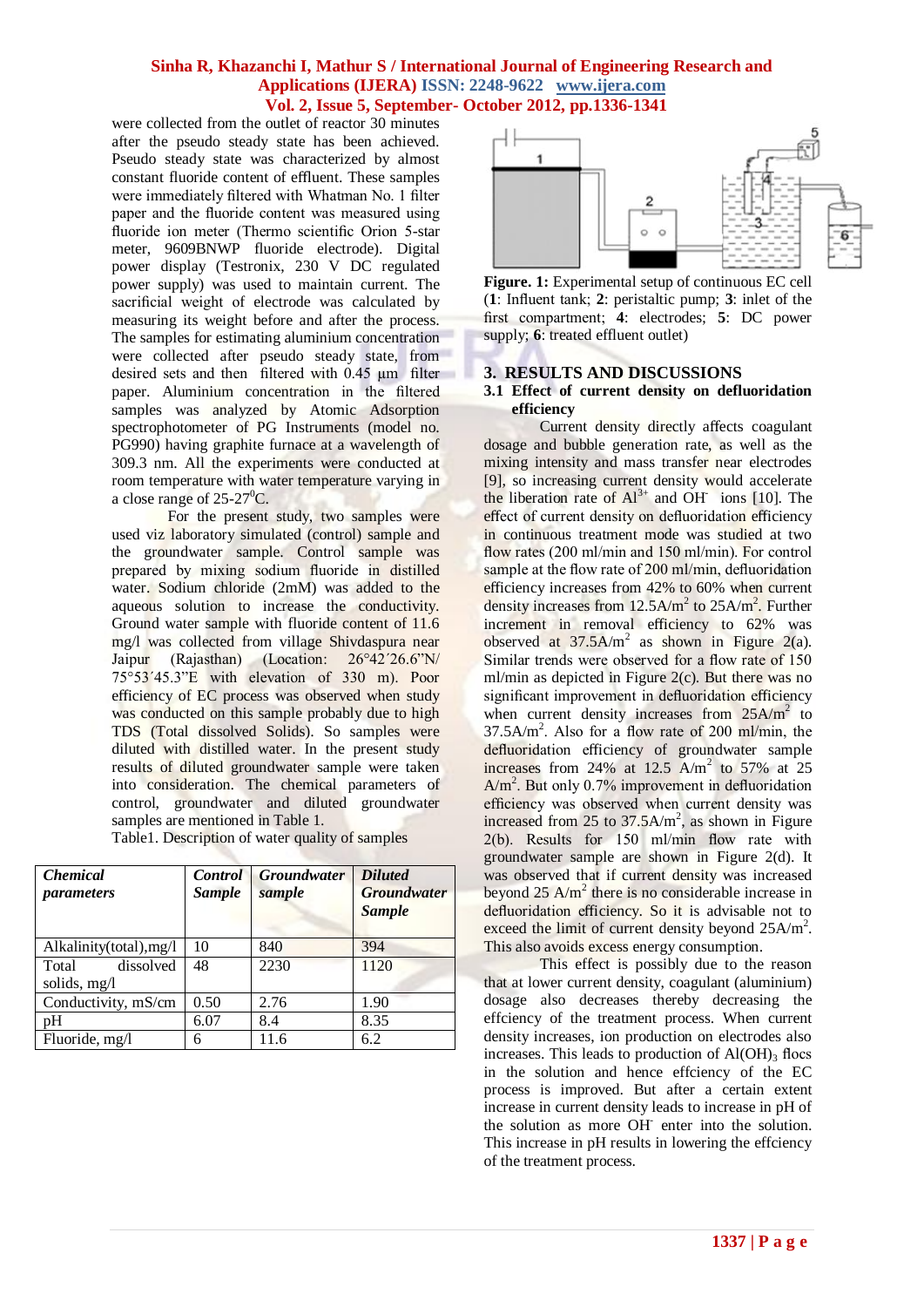were collected from the outlet of reactor 30 minutes after the pseudo steady state has been achieved. Pseudo steady state was characterized by almost constant fluoride content of effluent. These samples were immediately filtered with Whatman No. 1 filter paper and the fluoride content was measured using fluoride ion meter (Thermo scientific Orion 5-star meter, 9609BNWP fluoride electrode). Digital power display (Testronix, 230 V DC regulated power supply) was used to maintain current. The sacrificial weight of electrode was calculated by measuring its weight before and after the process. The samples for estimating aluminium concentration were collected after pseudo steady state, from desired sets and then filtered with 0.45 µm filter paper. Aluminium concentration in the filtered samples was analyzed by Atomic Adsorption spectrophotometer of PG Instruments (model no. PG990) having graphite furnace at a wavelength of 309.3 nm. All the experiments were conducted at room temperature with water temperature varying in a close range of 25-27$^0$C.

For the present study, two samples were used viz laboratory simulated (control) sample and the groundwater sample. Control sample was prepared by mixing sodium fluoride in distilled water. Sodium chloride (2mM) was added to the aqueous solution to increase the conductivity. Ground water sample with fluoride content of 11.6 mg/l was collected from village Shivdaspura near Jaipur (Rajasthan) (Location: 26°42´26.6"N/ 75°53´45.3"E with elevation of 330 m). Poor efficiency of EC process was observed when study was conducted on this sample probably due to high TDS (Total dissolved Solids). So samples were diluted with distilled water. In the present study results of diluted groundwater sample were taken into consideration. The chemical parameters of control, groundwater and diluted groundwater samples are mentioned in Table 1.

Table1. Description of water quality of samples

| *Chemical parameters* | *Control Sample* | *Groundwater sample* | *Diluted Groundwater Sample* |
|---|---|---|---|
| Alkalinity(total),mg/l | 10 | 840 | 394 |
| Total dissolved solids, mg/l | 48 | 2230 | 1120 |
| Conductivity, mS/cm | 0.50 | 2.76 | 1.90 |
| pH | 6.07 | 8.4 | 8.35 |
| Fluoride, mg/l | 6 | 11.6 | 6.2 |

**Figure. 1:** Experimental setup of continuous EC cell (**1**: Influent tank; **2**: peristaltic pump; **3**: inlet of the first compartment; **4**: electrodes; **5**: DC power supply; **6**: treated effluent outlet)

## 3. RESULTS AND DISCUSSIONS

### 3.1 Effect of current density on defluoridation efficiency

Current density directly affects coagulant dosage and bubble generation rate, as well as the mixing intensity and mass transfer near electrodes [9], so increasing current density would accelerate the liberation rate of $Al^{3+}$ and $OH^-$ ions [10]. The effect of current density on defluoridation efficiency in continuous treatment mode was studied at two flow rates (200 ml/min and 150 ml/min). For control sample at the flow rate of 200 ml/min, defluoridation efficiency increases from 42% to 60% when current density increases from 12.5A/m$^2$ to 25A/m$^2$. Further increment in removal efficiency to 62% was observed at 37.5A/m$^2$ as shown in Figure 2(a). Similar trends were observed for a flow rate of 150 ml/min as depicted in Figure 2(c). But there was no significant improvement in defluoridation efficiency when current density increases from 25A/m$^2$ to 37.5A/m$^2$. Also for a flow rate of 200 ml/min, the defluoridation efficiency of groundwater sample increases from 24% at 12.5 A/m$^2$ to 57% at 25 A/m$^2$. But only 0.7% improvement in defluoridation efficiency was observed when current density was increased from 25 to 37.5A/m$^2$, as shown in Figure 2(b). Results for 150 ml/min flow rate with groundwater sample are shown in Figure 2(d). It was observed that if current density was increased beyond 25 A/m$^2$ there is no considerable increase in defluoridation efficiency. So it is advisable not to exceed the limit of current density beyond 25A/m$^2$. This also avoids excess energy consumption.

This effect is possibly due to the reason that at lower current density, coagulant (aluminium) dosage also decreases thereby decreasing the effciency of the treatment process. When current density increases, ion production on electrodes also increases. This leads to production of $Al(OH)_3$ flocs in the solution and hence effciency of the EC process is improved. But after a certain extent increase in current density leads to increase in pH of the solution as more $OH^-$ enter into the solution. This increase in pH results in lowering the effciency of the treatment process.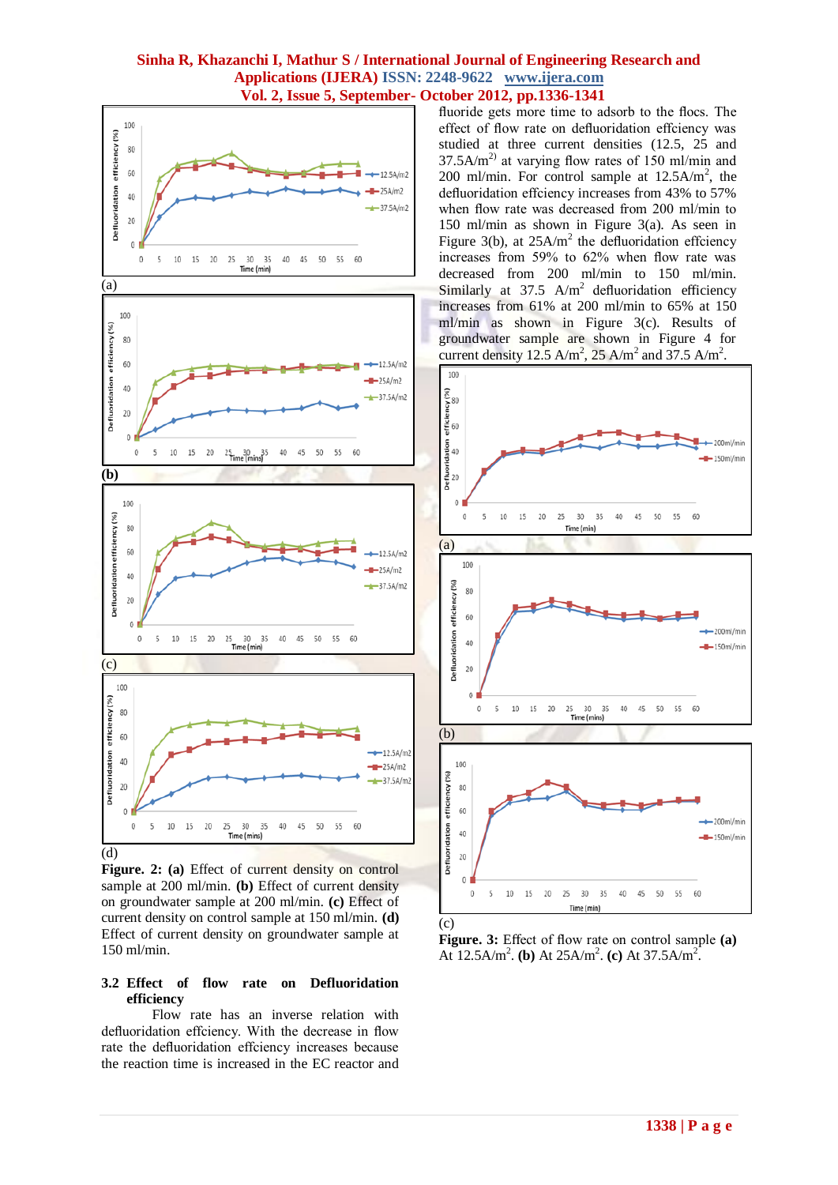(a)

(b)

(c)

(d)

**Figure. 2: (a)** Effect of current density on control sample at 200 ml/min. **(b)** Effect of current density on groundwater sample at 200 ml/min. **(c)** Effect of current density on control sample at 150 ml/min. **(d)** Effect of current density on groundwater sample at 150 ml/min.

### 3.2 Effect of flow rate on Defluoridation efficiency

Flow rate has an inverse relation with defluoridation effciency. With the decrease in flow rate the defluoridation effciency increases because the reaction time is increased in the EC reactor and fluoride gets more time to adsorb to the flocs. The effect of flow rate on defluoridation effciency was studied at three current densities (12.5, 25 and 37.5A/m$^2$) at varying flow rates of 150 ml/min and 200 ml/min. For control sample at 12.5A/m$^2$, the defluoridation effciency increases from 43% to 57% when flow rate was decreased from 200 ml/min to 150 ml/min as shown in Figure 3(a). As seen in Figure 3(b), at 25A/m$^2$ the defluoridation effciency increases from 59% to 62% when flow rate was decreased from 200 ml/min to 150 ml/min. Similarly at 37.5 A/m$^2$ defluoridation efficiency increases from 61% at 200 ml/min to 65% at 150 ml/min as shown in Figure 3(c). Results of groundwater sample are shown in Figure 4 for current density 12.5 A/m$^2$, 25 A/m$^2$ and 37.5 A/m$^2$.

(a)

(b)

(c)

**Figure. 3:** Effect of flow rate on control sample **(a)** At 12.5A/m$^2$. **(b)** At 25A/m$^2$. **(c)** At 37.5A/m$^2$.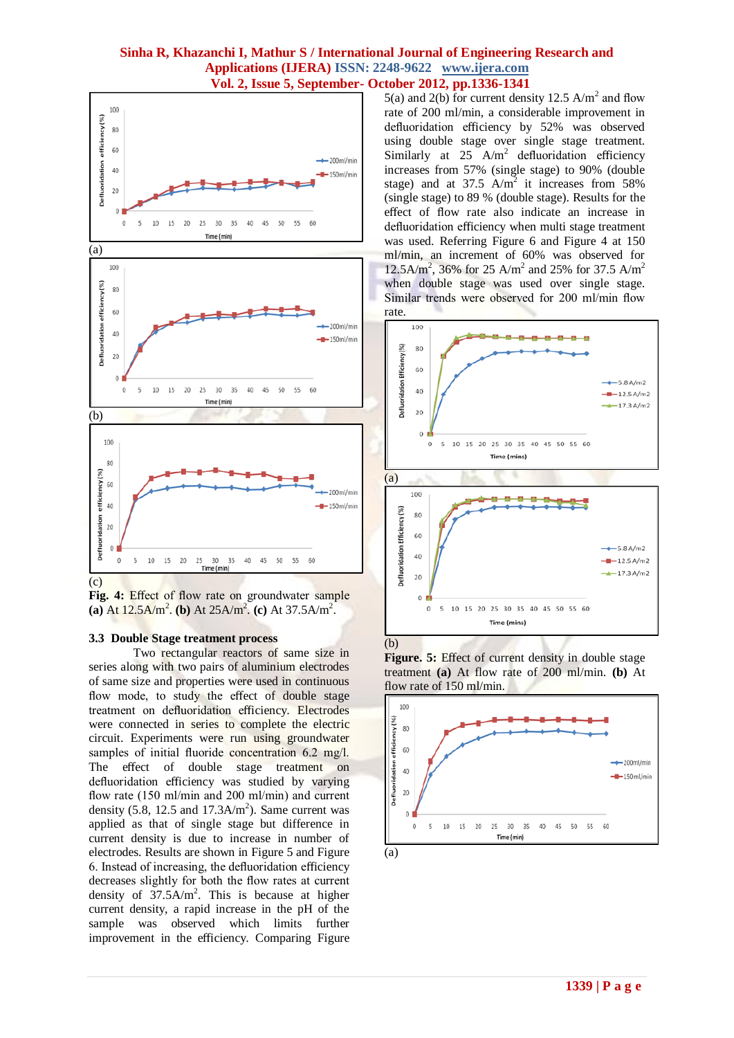(a)

(b)

(c)

**Fig. 4:** Effect of flow rate on groundwater sample **(a)** At 12.5A/m$^2$. **(b)** At 25A/m$^2$. **(c)** At 37.5A/m$^2$.

### 3.3 Double Stage treatment process

Two rectangular reactors of same size in series along with two pairs of aluminium electrodes of same size and properties were used in continuous flow mode, to study the effect of double stage treatment on defluoridation efficiency. Electrodes were connected in series to complete the electric circuit. Experiments were run using groundwater samples of initial fluoride concentration 6.2 mg/l. The effect of double stage treatment on defluoridation efficiency was studied by varying flow rate (150 ml/min and 200 ml/min) and current density (5.8, 12.5 and 17.3A/m$^2$). Same current was applied as that of single stage but difference in current density is due to increase in number of electrodes. Results are shown in Figure 5 and Figure 6. Instead of increasing, the defluoridation efficiency decreases slightly for both the flow rates at current density of 37.5A/m$^2$. This is because at higher current density, a rapid increase in the pH of the sample was observed which limits further improvement in the efficiency. Comparing Figure 5(a) and 2(b) for current density 12.5 A/m$^2$ and flow rate of 200 ml/min, a considerable improvement in defluoridation efficiency by 52% was observed using double stage over single stage treatment. Similarly at 25 A/m$^2$ defluoridation efficiency increases from 57% (single stage) to 90% (double stage) and at 37.5 A/m$^2$ it increases from 58% (single stage) to 89 % (double stage). Results for the effect of flow rate also indicate an increase in defluoridation efficiency when multi stage treatment was used. Referring Figure 6 and Figure 4 at 150 ml/min, an increment of 60% was observed for 12.5A/m$^2$, 36% for 25 A/m$^2$ and 25% for 37.5 A/m$^2$ when double stage was used over single stage. Similar trends were observed for 200 ml/min flow rate.

(a)

(b)

**Figure. 5:** Effect of current density in double stage treatment **(a)** At flow rate of 200 ml/min. **(b)** At flow rate of 150 ml/min.

(a)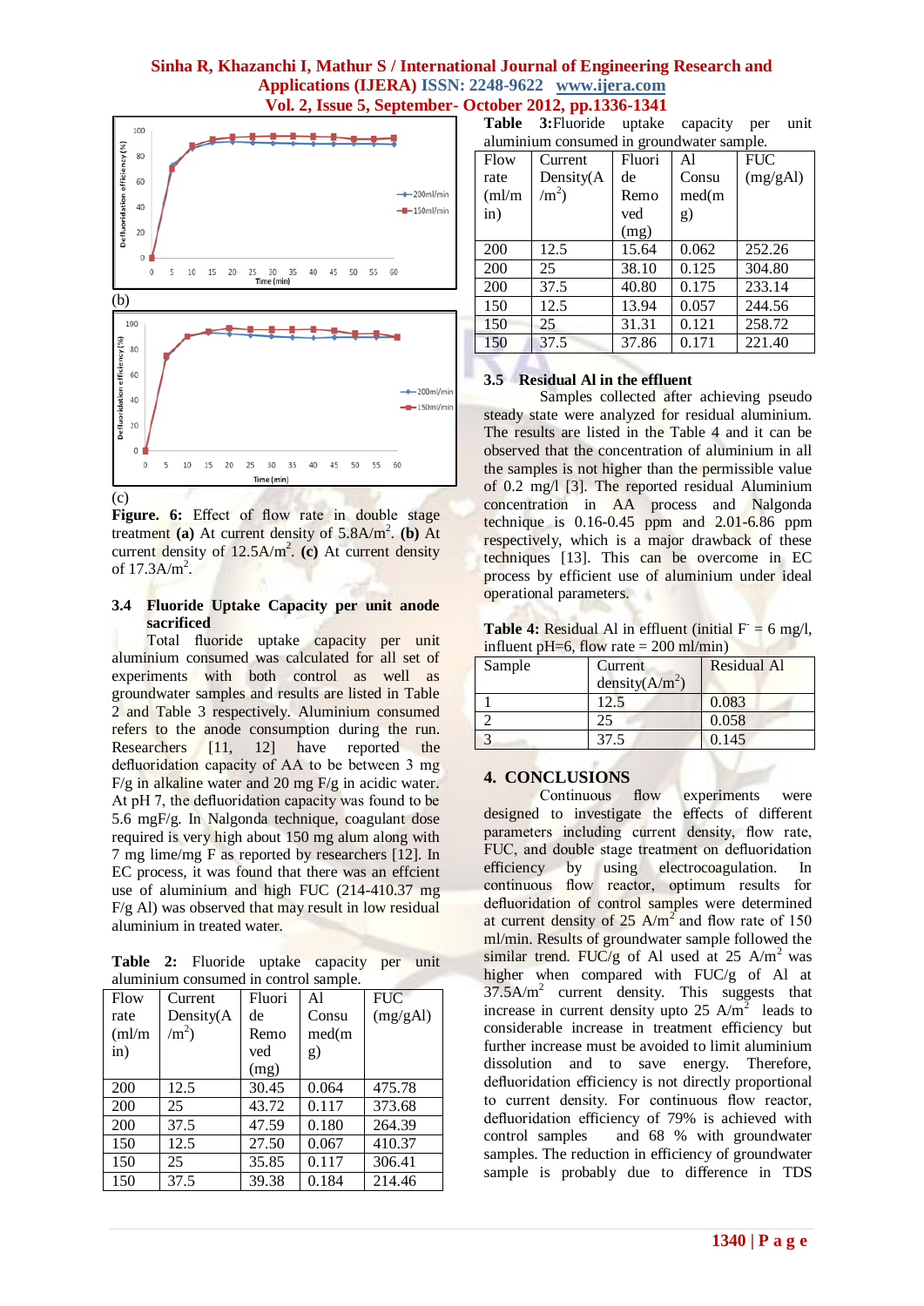(b)

(c)

**Figure. 6:** Effect of flow rate in double stage treatment **(a)** At current density of 5.8A/m$^2$. **(b)** At current density of 12.5A/m$^2$. **(c)** At current density of 17.3A/m$^2$.

### 3.4 Fluoride Uptake Capacity per unit anode sacrificed

Total fluoride uptake capacity per unit aluminium consumed was calculated for all set of experiments with both control as well as groundwater samples and results are listed in Table 2 and Table 3 respectively. Aluminium consumed refers to the anode consumption during the run. Researchers [11, 12] have reported the defluoridation capacity of AA to be between 3 mg F/g in alkaline water and 20 mg F/g in acidic water. At pH 7, the defluoridation capacity was found to be 5.6 mgF/g. In Nalgonda technique, coagulant dose required is very high about 150 mg alum along with 7 mg lime/mg F as reported by researchers [12]. In EC process, it was found that there was an effcient use of aluminium and high FUC (214-410.37 mg F/g Al) was observed that may result in low residual aluminium in treated water.

**Table 2:** Fluoride uptake capacity per unit aluminium consumed in control sample.

| Flow rate (ml/min) | Current Density(A/m$^2$) | Fluoride Removed (mg) | Al Consumed(mg) | FUC (mg/gAl) |
|---|---|---|---|---|
| 200 | 12.5 | 30.45 | 0.064 | 475.78 |
| 200 | 25 | 43.72 | 0.117 | 373.68 |
| 200 | 37.5 | 47.59 | 0.180 | 264.39 |
| 150 | 12.5 | 27.50 | 0.067 | 410.37 |
| 150 | 25 | 35.85 | 0.117 | 306.41 |
| 150 | 37.5 | 39.38 | 0.184 | 214.46 |

**Table 3:** Fluoride uptake capacity per unit aluminium consumed in groundwater sample.

| Flow rate (ml/min) | Current Density(A/m$^2$) | Fluoride Removed (mg) | Al Consumed(mg) | FUC (mg/gAl) |
|---|---|---|---|---|
| 200 | 12.5 | 15.64 | 0.062 | 252.26 |
| 200 | 25 | 38.10 | 0.125 | 304.80 |
| 200 | 37.5 | 40.80 | 0.175 | 233.14 |
| 150 | 12.5 | 13.94 | 0.057 | 244.56 |
| 150 | 25 | 31.31 | 0.121 | 258.72 |
| 150 | 37.5 | 37.86 | 0.171 | 221.40 |

### 3.5 Residual Al in the effluent

Samples collected after achieving pseudo steady state were analyzed for residual aluminium. The results are listed in the Table 4 and it can be observed that the concentration of aluminium in all the samples is not higher than the permissible value of 0.2 mg/l [3]. The reported residual Aluminium concentration in AA process and Nalgonda technique is 0.16-0.45 ppm and 2.01-6.86 ppm respectively, which is a major drawback of these techniques [13]. This can be overcome in EC process by efficient use of aluminium under ideal operational parameters.

**Table 4:** Residual Al in effluent (initial $F^-$ = 6 mg/l, influent pH=6, flow rate = 200 ml/min)

| Sample | Current density(A/m$^2$) | Residual Al |
|---|---|---|
| 1 | 12.5 | 0.083 |
| 2 | 25 | 0.058 |
| 3 | 37.5 | 0.145 |

## 4. CONCLUSIONS

Continuous flow experiments were designed to investigate the effects of different parameters including current density, flow rate, FUC, and double stage treatment on defluoridation efficiency by using electrocoagulation. In continuous flow reactor, optimum results for defluoridation of control samples were determined at current density of 25 A/m$^2$ and flow rate of 150 ml/min. Results of groundwater sample followed the similar trend. FUC/g of Al used at 25 A/m$^2$ was higher when compared with FUC/g of Al at 37.5A/m$^2$ current density. This suggests that increase in current density upto 25 A/m$^2$ leads to considerable increase in treatment efficiency but further increase must be avoided to limit aluminium dissolution and to save energy. Therefore, defluoridation efficiency is not directly proportional to current density. For continuous flow reactor, defluoridation efficiency of 79% is achieved with control samples and 68 % with groundwater samples. The reduction in efficiency of groundwater sample is probably due to difference in TDS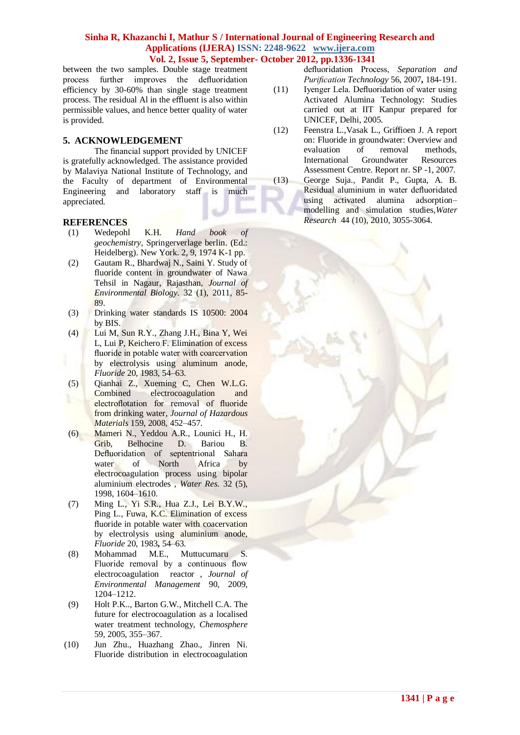between the two samples. Double stage treatment process further improves the defluoridation efficiency by 30-60% than single stage treatment process. The residual Al in the effluent is also within permissible values, and hence better quality of water is provided.

## 5. ACKNOWLEDGEMENT

The financial support provided by UNICEF is gratefully acknowledged. The assistance provided by Malaviya National Institute of Technology, and the Faculty of department of Environmental Engineering and laboratory staff is much appreciated.

## REFERENCES

(1) Wedepohl K.H. *Hand book of geochemistry*, Springerverlage berlin. (Ed.: Heidelberg). New York. 2, 9, 1974 K-1 pp.

(2) Gautam R., Bhardwaj N., Saini Y. Study of fluoride content in groundwater of Nawa Tehsil in Nagaur, Rajasthan, *Journal of Environmental Biology*. 32 (1), 2011, 85-89.

(3) Drinking water standards IS 10500: 2004 by BIS.

(4) Lui M, Sun R.Y., Zhang J.H., Bina Y, Wei L, Lui P, Keichero F. Elimination of excess fluoride in potable water with coarcervation by electrolysis using aluminum anode, *Fluoride* 20, 1983, 54–63.

(5) Qianhai Z., Xueming C, Chen W.L.G. Combined electrocoagulation and electroflotation for removal of fluoride from drinking water, *Journal of Hazardous Materials* 159, 2008, 452–457.

(6) Mameri N., Yeddou A.R., Lounici H., H. Grib, Belhocine D. Bariou B. Defluoridation of septentrional Sahara water of North Africa by electrocoagulation process using bipolar aluminium electrodes , *Water Res.* 32 (5), 1998, 1604–1610.

(7) Ming L., Yi S.R., Hua Z.J., Lei B.Y.W., Ping L., Fuwa, K.C. Elimination of excess fluoride in potable water with coacervation by electrolysis using aluminium anode, *Fluoride* 20, 1983**,** 54–63.

(8) Mohammad M.E., Muttucumaru S. Fluoride removal by a continuous flow electrocoagulation reactor , *Journal of Environmental Management* 90, 2009, 1204–1212.

(9) Holt P.K.., Barton G.W., Mitchell C.A. The future for electrocoagulation as a localised water treatment technology, *Chemosphere* 59, 2005, 355–367.

(10) Jun Zhu., Huazhang Zhao., Jinren Ni. Fluoride distribution in electrocoagulation defluoridation Process, *Separation and Purification Technology* 56, 2007**,** 184-191.

(11) Iyenger Lela. Defluoridation of water using Activated Alumina Technology: Studies carried out at IIT Kanpur prepared for UNICEF, Delhi, 2005.

(12) Feenstra L.,Vasak L., Griffioen J. A report on: Fluoride in groundwater: Overview and evaluation of removal methods, International Groundwater Resources Assessment Centre. Report nr. SP -1, 2007.

(13) George Suja., Pandit P., Gupta, A. B. Residual aluminium in water defluoridated using activated alumina adsorption–modelling and simulation studies,*Water Research* 44 (10), 2010, 3055-3064.